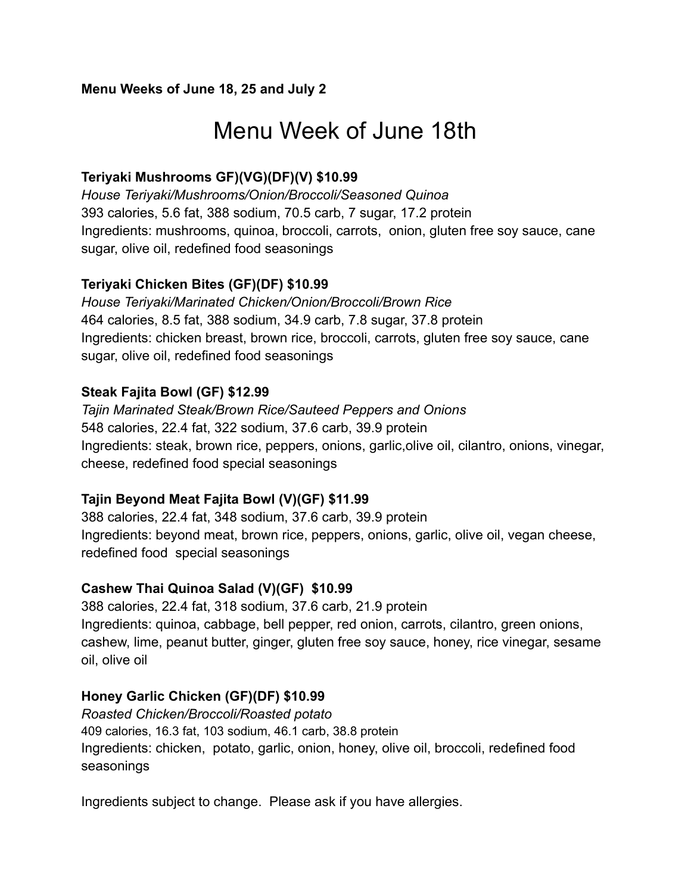**Menu Weeks of June 18, 25 and July 2**

# Menu Week of June 18th

**Teriyaki Mushrooms GF)(VG)(DF)(V) $10.99**
*House Teriyaki/Mushrooms/Onion/Broccoli/Seasoned Quinoa*
393 calories, 5.6 fat, 388 sodium, 70.5 carb, 7 sugar, 17.2 protein
Ingredients: mushrooms, quinoa, broccoli, carrots, onion, gluten free soy sauce, cane sugar, olive oil, redefined food seasonings

**Teriyaki Chicken Bites (GF)(DF) $10.99**
*House Teriyaki/Marinated Chicken/Onion/Broccoli/Brown Rice*
464 calories, 8.5 fat, 388 sodium, 34.9 carb, 7.8 sugar, 37.8 protein
Ingredients: chicken breast, brown rice, broccoli, carrots, gluten free soy sauce, cane sugar, olive oil, redefined food seasonings

**Steak Fajita Bowl (GF) $12.99**
*Tajin Marinated Steak/Brown Rice/Sauteed Peppers and Onions*
548 calories, 22.4 fat, 322 sodium, 37.6 carb, 39.9 protein
Ingredients: steak, brown rice, peppers, onions, garlic,olive oil, cilantro, onions, vinegar, cheese, redefined food special seasonings

**Tajin Beyond Meat Fajita Bowl (V)(GF) $11.99**
388 calories, 22.4 fat, 348 sodium, 37.6 carb, 39.9 protein
Ingredients: beyond meat, brown rice, peppers, onions, garlic, olive oil, vegan cheese, redefined food special seasonings

**Cashew Thai Quinoa Salad (V)(GF) $10.99**
388 calories, 22.4 fat, 318 sodium, 37.6 carb, 21.9 protein
Ingredients: quinoa, cabbage, bell pepper, red onion, carrots, cilantro, green onions, cashew, lime, peanut butter, ginger, gluten free soy sauce, honey, rice vinegar, sesame oil, olive oil

**Honey Garlic Chicken (GF)(DF) $10.99**
*Roasted Chicken/Broccoli/Roasted potato*
409 calories, 16.3 fat, 103 sodium, 46.1 carb, 38.8 protein
Ingredients: chicken, potato, garlic, onion, honey, olive oil, broccoli, redefined food seasonings

Ingredients subject to change. Please ask if you have allergies.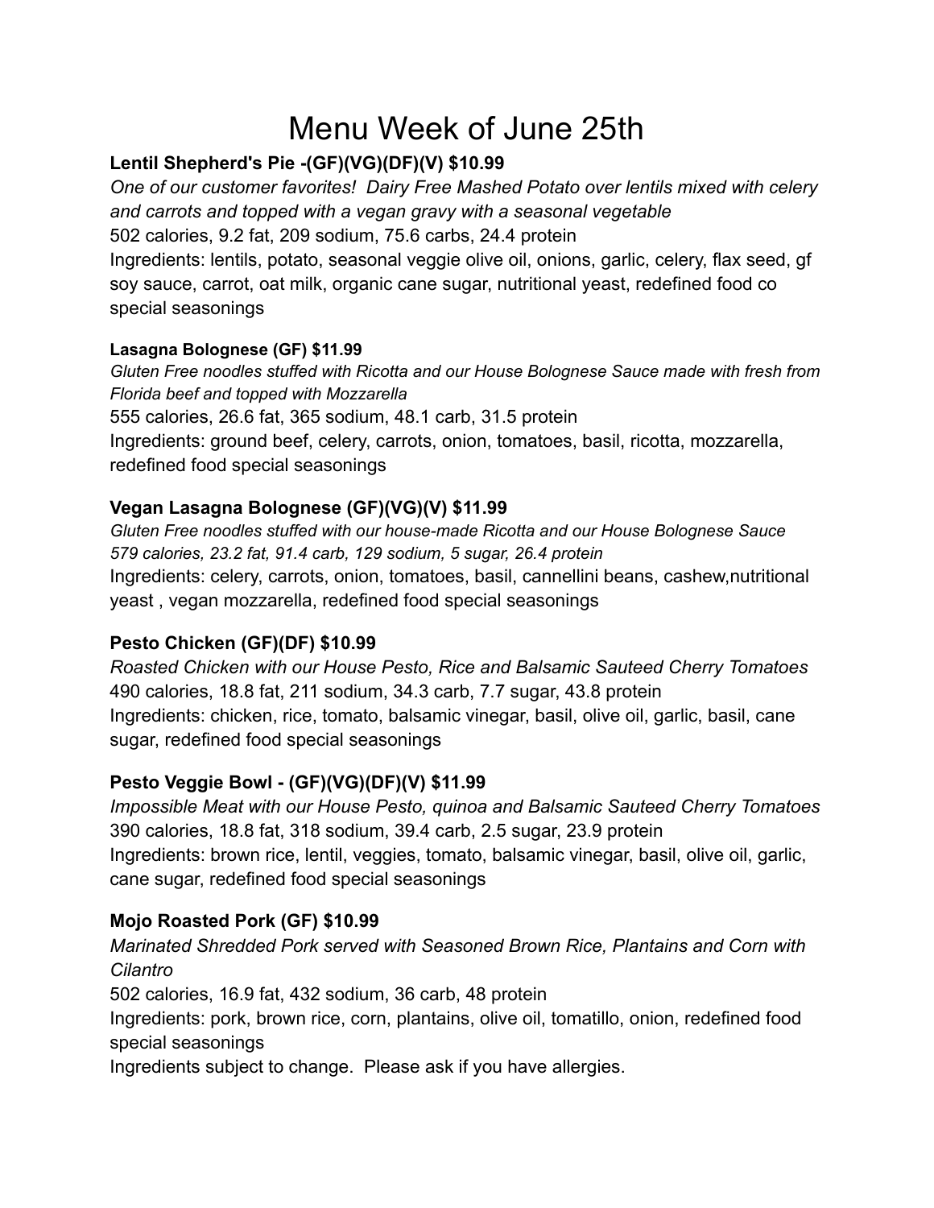# Menu Week of June 25th

**Lentil Shepherd's Pie -(GF)(VG)(DF)(V) $10.99**

*One of our customer favorites! Dairy Free Mashed Potato over lentils mixed with celery and carrots and topped with a vegan gravy with a seasonal vegetable*

502 calories, 9.2 fat, 209 sodium, 75.6 carbs, 24.4 protein

Ingredients: lentils, potato, seasonal veggie olive oil, onions, garlic, celery, flax seed, gf soy sauce, carrot, oat milk, organic cane sugar, nutritional yeast, redefined food co special seasonings

**Lasagna Bolognese (GF) $11.99**

*Gluten Free noodles stuffed with Ricotta and our House Bolognese Sauce made with fresh from Florida beef and topped with Mozzarella*

555 calories, 26.6 fat, 365 sodium, 48.1 carb, 31.5 protein

Ingredients: ground beef, celery, carrots, onion, tomatoes, basil, ricotta, mozzarella, redefined food special seasonings

**Vegan Lasagna Bolognese (GF)(VG)(V) $11.99**

*Gluten Free noodles stuffed with our house-made Ricotta and our House Bolognese Sauce*

*579 calories, 23.2 fat, 91.4 carb, 129 sodium, 5 sugar, 26.4 protein*

Ingredients: celery, carrots, onion, tomatoes, basil, cannellini beans, cashew,nutritional yeast , vegan mozzarella, redefined food special seasonings

**Pesto Chicken (GF)(DF) $10.99**

*Roasted Chicken with our House Pesto, Rice and Balsamic Sauteed Cherry Tomatoes*

490 calories, 18.8 fat, 211 sodium, 34.3 carb, 7.7 sugar, 43.8 protein

Ingredients: chicken, rice, tomato, balsamic vinegar, basil, olive oil, garlic, basil, cane sugar, redefined food special seasonings

**Pesto Veggie Bowl - (GF)(VG)(DF)(V) $11.99**

*Impossible Meat with our House Pesto, quinoa and Balsamic Sauteed Cherry Tomatoes*

390 calories, 18.8 fat, 318 sodium, 39.4 carb, 2.5 sugar, 23.9 protein

Ingredients: brown rice, lentil, veggies, tomato, balsamic vinegar, basil, olive oil, garlic, cane sugar, redefined food special seasonings

**Mojo Roasted Pork (GF) $10.99**

*Marinated Shredded Pork served with Seasoned Brown Rice, Plantains and Corn with Cilantro*

502 calories, 16.9 fat, 432 sodium, 36 carb, 48 protein

Ingredients: pork, brown rice, corn, plantains, olive oil, tomatillo, onion, redefined food special seasonings

Ingredients subject to change. Please ask if you have allergies.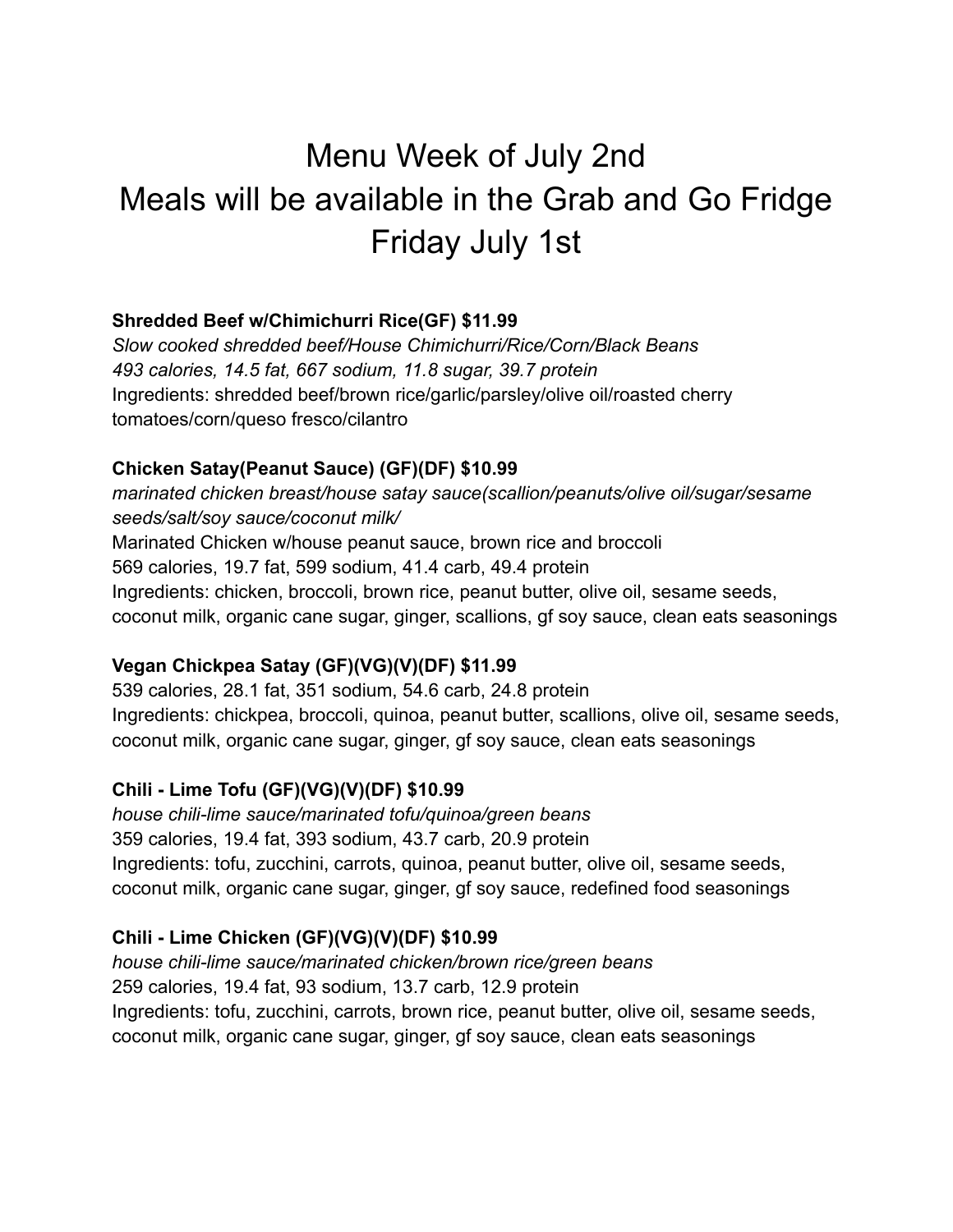# Menu Week of July 2nd
# Meals will be available in the Grab and Go Fridge Friday July 1st

**Shredded Beef w/Chimichurri Rice(GF) $11.99**
*Slow cooked shredded beef/House Chimichurri/Rice/Corn/Black Beans*
*493 calories, 14.5 fat, 667 sodium, 11.8 sugar, 39.7 protein*
Ingredients: shredded beef/brown rice/garlic/parsley/olive oil/roasted cherry tomatoes/corn/queso fresco/cilantro

**Chicken Satay(Peanut Sauce) (GF)(DF) $10.99**
*marinated chicken breast/house satay sauce(scallion/peanuts/olive oil/sugar/sesame seeds/salt/soy sauce/coconut milk/*
Marinated Chicken w/house peanut sauce, brown rice and broccoli
569 calories, 19.7 fat, 599 sodium, 41.4 carb, 49.4 protein
Ingredients: chicken, broccoli, brown rice, peanut butter, olive oil, sesame seeds, coconut milk, organic cane sugar, ginger, scallions, gf soy sauce, clean eats seasonings

**Vegan Chickpea Satay (GF)(VG)(V)(DF) $11.99**
539 calories, 28.1 fat, 351 sodium, 54.6 carb, 24.8 protein
Ingredients: chickpea, broccoli, quinoa, peanut butter, scallions, olive oil, sesame seeds, coconut milk, organic cane sugar, ginger, gf soy sauce, clean eats seasonings

**Chili - Lime Tofu (GF)(VG)(V)(DF) $10.99**
*house chili-lime sauce/marinated tofu/quinoa/green beans*
359 calories, 19.4 fat, 393 sodium, 43.7 carb, 20.9 protein
Ingredients: tofu, zucchini, carrots, quinoa, peanut butter, olive oil, sesame seeds, coconut milk, organic cane sugar, ginger, gf soy sauce, redefined food seasonings

**Chili - Lime Chicken (GF)(VG)(V)(DF) $10.99**
*house chili-lime sauce/marinated chicken/brown rice/green beans*
259 calories, 19.4 fat, 93 sodium, 13.7 carb, 12.9 protein
Ingredients: tofu, zucchini, carrots, brown rice, peanut butter, olive oil, sesame seeds, coconut milk, organic cane sugar, ginger, gf soy sauce, clean eats seasonings